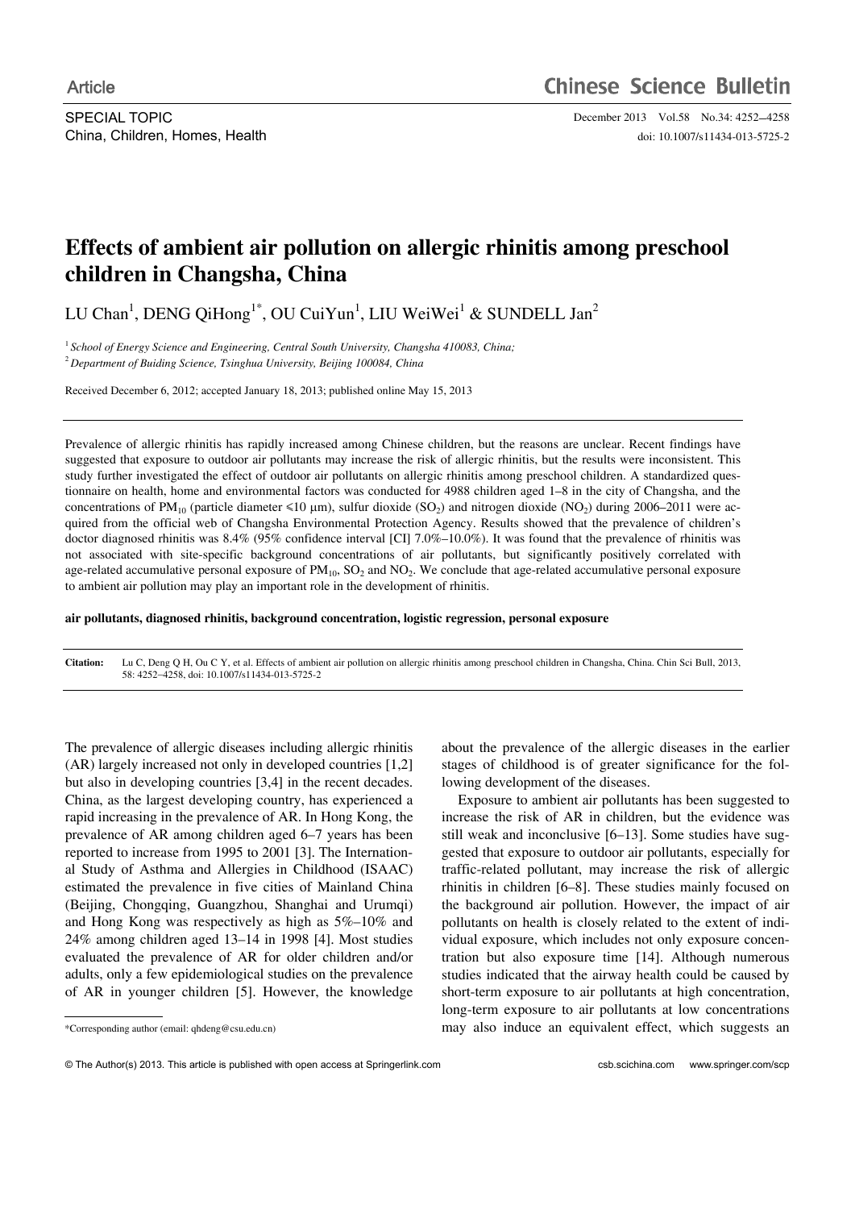Article

SPECIAL TOPIC
China, Children, Homes, Health

doi: 10.1007/s11434-013-5725-2

# Effects of ambient air pollution on allergic rhinitis among preschool children in Changsha, China

LU Chan[1], DENG QiHong[1*], OU CuiYun[1], LIU WeiWei[1] & SUNDELL Jan[2]

[1] *School of Energy Science and Engineering, Central South University, Changsha 410083, China;*
[2] *Department of Buiding Science, Tsinghua University, Beijing 100084, China*

Received December 6, 2012; accepted January 18, 2013; published online May 15, 2013

Prevalence of allergic rhinitis has rapidly increased among Chinese children, but the reasons are unclear. Recent findings have suggested that exposure to outdoor air pollutants may increase the risk of allergic rhinitis, but the results were inconsistent. This study further investigated the effect of outdoor air pollutants on allergic rhinitis among preschool children. A standardized questionnaire on health, home and environmental factors was conducted for 4988 children aged 1–8 in the city of Changsha, and the concentrations of $PM_{10}$ (particle diameter ⩽10 μm), sulfur dioxide ($SO_2$) and nitrogen dioxide ($NO_2$) during 2006–2011 were acquired from the official web of Changsha Environmental Protection Agency. Results showed that the prevalence of children's doctor diagnosed rhinitis was 8.4% (95% confidence interval [CI] 7.0%–10.0%). It was found that the prevalence of rhinitis was not associated with site-specific background concentrations of air pollutants, but significantly positively correlated with age-related accumulative personal exposure of $PM_{10}$, $SO_2$ and $NO_2$. We conclude that age-related accumulative personal exposure to ambient air pollution may play an important role in the development of rhinitis.

**air pollutants, diagnosed rhinitis, background concentration, logistic regression, personal exposure**

**Citation:** Lu C, Deng Q H, Ou C Y, et al. Effects of ambient air pollution on allergic rhinitis among preschool children in Changsha, China. Chin Sci Bull, 2013, 58: 4252–4258, doi: 10.1007/s11434-013-5725-2

The prevalence of allergic diseases including allergic rhinitis (AR) largely increased not only in developed countries [1,2] but also in developing countries [3,4] in the recent decades. China, as the largest developing country, has experienced a rapid increasing in the prevalence of AR. In Hong Kong, the prevalence of AR among children aged 6–7 years has been reported to increase from 1995 to 2001 [3]. The International Study of Asthma and Allergies in Childhood (ISAAC) estimated the prevalence in five cities of Mainland China (Beijing, Chongqing, Guangzhou, Shanghai and Urumqi) and Hong Kong was respectively as high as 5%–10% and 24% among children aged 13–14 in 1998 [4]. Most studies evaluated the prevalence of AR for older children and/or adults, only a few epidemiological studies on the prevalence of AR in younger children [5]. However, the knowledge about the prevalence of the allergic diseases in the earlier stages of childhood is of greater significance for the following development of the diseases.

Exposure to ambient air pollutants has been suggested to increase the risk of AR in children, but the evidence was still weak and inconclusive [6–13]. Some studies have suggested that exposure to outdoor air pollutants, especially for traffic-related pollutant, may increase the risk of allergic rhinitis in children [6–8]. These studies mainly focused on the background air pollution. However, the impact of air pollutants on health is closely related to the extent of individual exposure, which includes not only exposure concentration but also exposure time [14]. Although numerous studies indicated that the airway health could be caused by short-term exposure to air pollutants at high concentration, long-term exposure to air pollutants at low concentrations may also induce an equivalent effect, which suggests an

*Corresponding author (email: qhdeng@csu.edu.cn)

© The Author(s) 2013. This article is published with open access at Springerlink.com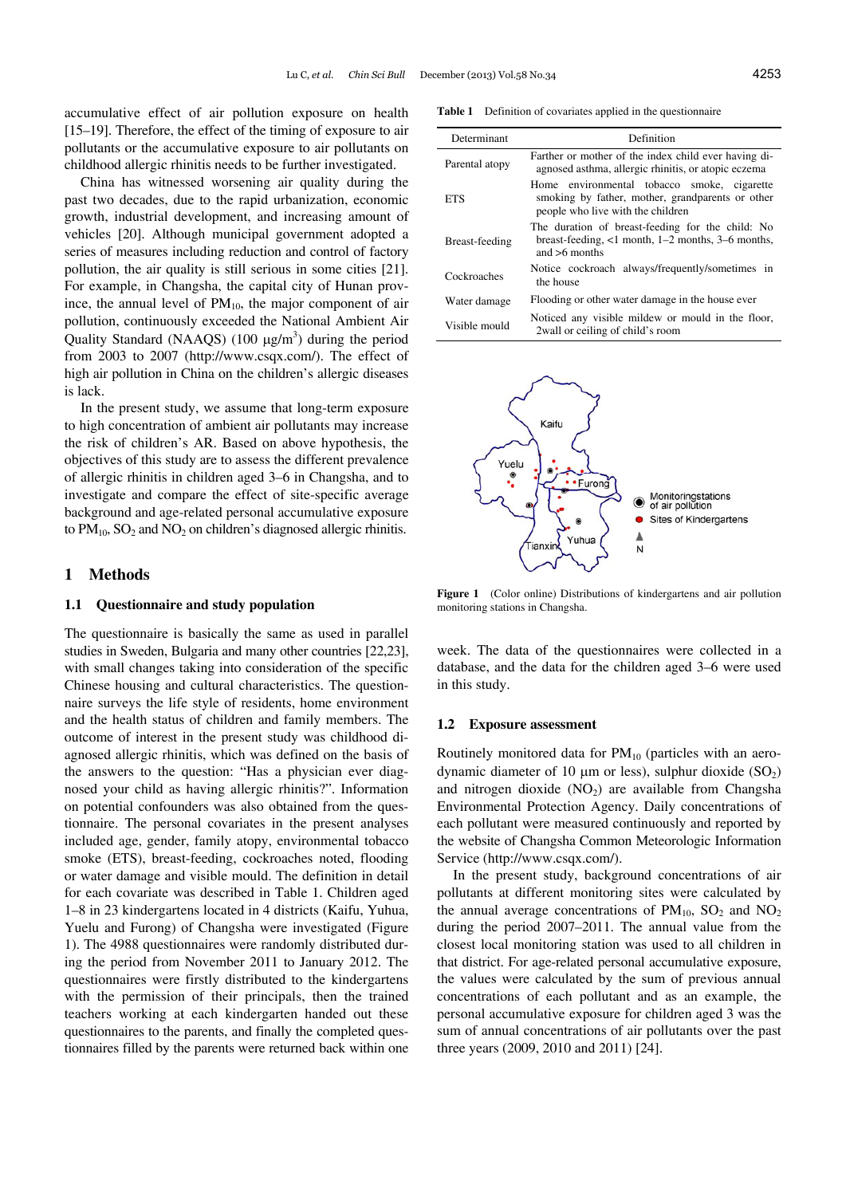accumulative effect of air pollution exposure on health [15–19]. Therefore, the effect of the timing of exposure to air pollutants or the accumulative exposure to air pollutants on childhood allergic rhinitis needs to be further investigated.

China has witnessed worsening air quality during the past two decades, due to the rapid urbanization, economic growth, industrial development, and increasing amount of vehicles [20]. Although municipal government adopted a series of measures including reduction and control of factory pollution, the air quality is still serious in some cities [21]. For example, in Changsha, the capital city of Hunan province, the annual level of $PM_{10}$, the major component of air pollution, continuously exceeded the National Ambient Air Quality Standard (NAAQS) (100 μg/m$^3$) during the period from 2003 to 2007 (http://www.csqx.com/). The effect of high air pollution in China on the children's allergic diseases is lack.

In the present study, we assume that long-term exposure to high concentration of ambient air pollutants may increase the risk of children's AR. Based on above hypothesis, the objectives of this study are to assess the different prevalence of allergic rhinitis in children aged 3–6 in Changsha, and to investigate and compare the effect of site-specific average background and age-related personal accumulative exposure to $PM_{10}$, $SO_2$ and $NO_2$ on children's diagnosed allergic rhinitis.

## 1 Methods

### 1.1 Questionnaire and study population

The questionnaire is basically the same as used in parallel studies in Sweden, Bulgaria and many other countries [22,23], with small changes taking into consideration of the specific Chinese housing and cultural characteristics. The questionnaire surveys the life style of residents, home environment and the health status of children and family members. The outcome of interest in the present study was childhood diagnosed allergic rhinitis, which was defined on the basis of the answers to the question: "Has a physician ever diagnosed your child as having allergic rhinitis?". Information on potential confounders was also obtained from the questionnaire. The personal covariates in the present analyses included age, gender, family atopy, environmental tobacco smoke (ETS), breast-feeding, cockroaches noted, flooding or water damage and visible mould. The definition in detail for each covariate was described in Table 1. Children aged 1–8 in 23 kindergartens located in 4 districts (Kaifu, Yuhua, Yuelu and Furong) of Changsha were investigated (Figure 1). The 4988 questionnaires were randomly distributed during the period from November 2011 to January 2012. The questionnaires were firstly distributed to the kindergartens with the permission of their principals, then the trained teachers working at each kindergarten handed out these questionnaires to the parents, and finally the completed questionnaires filled by the parents were returned back within one week. The data of the questionnaires were collected in a database, and the data for the children aged 3–6 were used in this study.

**Table 1** Definition of covariates applied in the questionnaire

| Determinant | Definition |
|---|---|
| Parental atopy | Farther or mother of the index child ever having diagnosed asthma, allergic rhinitis, or atopic eczema |
| ETS | Home environmental tobacco smoke, cigarette smoking by father, mother, grandparents or other people who live with the children |
| Breast-feeding | The duration of breast-feeding for the child: No breast-feeding, <1 month, 1–2 months, 3–6 months, and >6 months |
| Cockroaches | Notice cockroach always/frequently/sometimes in the house |
| Water damage | Flooding or other water damage in the house ever |
| Visible mould | Noticed any visible mildew or mould in the floor, 2wall or ceiling of child's room |

**Figure 1** (Color online) Distributions of kindergartens and air pollution monitoring stations in Changsha.

### 1.2 Exposure assessment

Routinely monitored data for $PM_{10}$ (particles with an aerodynamic diameter of 10 μm or less), sulphur dioxide ($SO_2$) and nitrogen dioxide ($NO_2$) are available from Changsha Environmental Protection Agency. Daily concentrations of each pollutant were measured continuously and reported by the website of Changsha Common Meteorologic Information Service (http://www.csqx.com/).

In the present study, background concentrations of air pollutants at different monitoring sites were calculated by the annual average concentrations of $PM_{10}$, $SO_2$ and $NO_2$ during the period 2007–2011. The annual value from the closest local monitoring station was used to all children in that district. For age-related personal accumulative exposure, the values were calculated by the sum of previous annual concentrations of each pollutant and as an example, the personal accumulative exposure for children aged 3 was the sum of annual concentrations of air pollutants over the past three years (2009, 2010 and 2011) [24].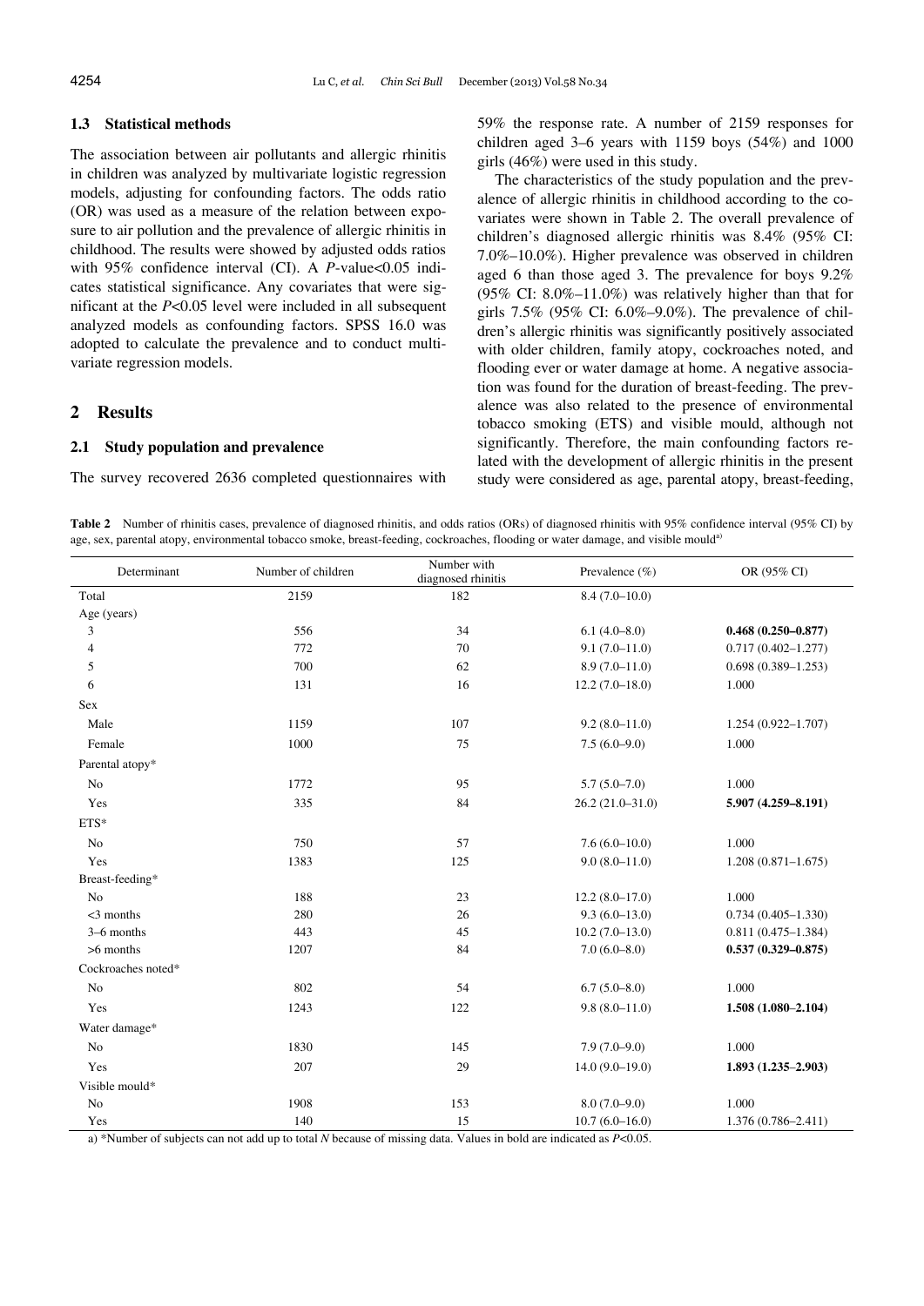### 1.3 Statistical methods

The association between air pollutants and allergic rhinitis in children was analyzed by multivariate logistic regression models, adjusting for confounding factors. The odds ratio (OR) was used as a measure of the relation between exposure to air pollution and the prevalence of allergic rhinitis in childhood. The results were showed by adjusted odds ratios with 95% confidence interval (CI). A $P$-value<0.05 indicates statistical significance. Any covariates that were significant at the $P$<0.05 level were included in all subsequent analyzed models as confounding factors. SPSS 16.0 was adopted to calculate the prevalence and to conduct multivariate regression models.

## 2 Results

### 2.1 Study population and prevalence

The survey recovered 2636 completed questionnaires with 59% the response rate. A number of 2159 responses for children aged 3–6 years with 1159 boys (54%) and 1000 girls (46%) were used in this study.

The characteristics of the study population and the prevalence of allergic rhinitis in childhood according to the covariates were shown in Table 2. The overall prevalence of children's diagnosed allergic rhinitis was 8.4% (95% CI: 7.0%–10.0%). Higher prevalence was observed in children aged 6 than those aged 3. The prevalence for boys 9.2% (95% CI: 8.0%–11.0%) was relatively higher than that for girls 7.5% (95% CI: 6.0%–9.0%). The prevalence of children's allergic rhinitis was significantly positively associated with older children, family atopy, cockroaches noted, and flooding ever or water damage at home. A negative association was found for the duration of breast-feeding. The prevalence was also related to the presence of environmental tobacco smoking (ETS) and visible mould, although not significantly. Therefore, the main confounding factors related with the development of allergic rhinitis in the present study were considered as age, parental atopy, breast-feeding,

**Table 2** Number of rhinitis cases, prevalence of diagnosed rhinitis, and odds ratios (ORs) of diagnosed rhinitis with 95% confidence interval (95% CI) by age, sex, parental atopy, environmental tobacco smoke, breast-feeding, cockroaches, flooding or water damage, and visible mould[a)]

| Determinant | Number of children | Number with diagnosed rhinitis | Prevalence (%) | OR (95% CI) |
|---|---|---|---|---|
| Total | 2159 | 182 | 8.4 (7.0–10.0) | |
| Age (years) | | | | |
| 3 | 556 | 34 | 6.1 (4.0–8.0) | **0.468 (0.250–0.877)** |
| 4 | 772 | 70 | 9.1 (7.0–11.0) | 0.717 (0.402–1.277) |
| 5 | 700 | 62 | 8.9 (7.0–11.0) | 0.698 (0.389–1.253) |
| 6 | 131 | 16 | 12.2 (7.0–18.0) | 1.000 |
| Sex | | | | |
| Male | 1159 | 107 | 9.2 (8.0–11.0) | 1.254 (0.922–1.707) |
| Female | 1000 | 75 | 7.5 (6.0–9.0) | 1.000 |
| Parental atopy* | | | | |
| No | 1772 | 95 | 5.7 (5.0–7.0) | 1.000 |
| Yes | 335 | 84 | 26.2 (21.0–31.0) | **5.907 (4.259–8.191)** |
| ETS* | | | | |
| No | 750 | 57 | 7.6 (6.0–10.0) | 1.000 |
| Yes | 1383 | 125 | 9.0 (8.0–11.0) | 1.208 (0.871–1.675) |
| Breast-feeding* | | | | |
| No | 188 | 23 | 12.2 (8.0–17.0) | 1.000 |
| <3 months | 280 | 26 | 9.3 (6.0–13.0) | 0.734 (0.405–1.330) |
| 3–6 months | 443 | 45 | 10.2 (7.0–13.0) | 0.811 (0.475–1.384) |
| >6 months | 1207 | 84 | 7.0 (6.0–8.0) | **0.537 (0.329–0.875)** |
| Cockroaches noted* | | | | |
| No | 802 | 54 | 6.7 (5.0–8.0) | 1.000 |
| Yes | 1243 | 122 | 9.8 (8.0–11.0) | **1.508 (1.080–2.104)** |
| Water damage* | | | | |
| No | 1830 | 145 | 7.9 (7.0–9.0) | 1.000 |
| Yes | 207 | 29 | 14.0 (9.0–19.0) | **1.893 (1.235–2.903)** |
| Visible mould* | | | | |
| No | 1908 | 153 | 8.0 (7.0–9.0) | 1.000 |
| Yes | 140 | 15 | 10.7 (6.0–16.0) | 1.376 (0.786–2.411) |

a) *Number of subjects can not add up to total $N$ because of missing data. Values in bold are indicated as $P$<0.05.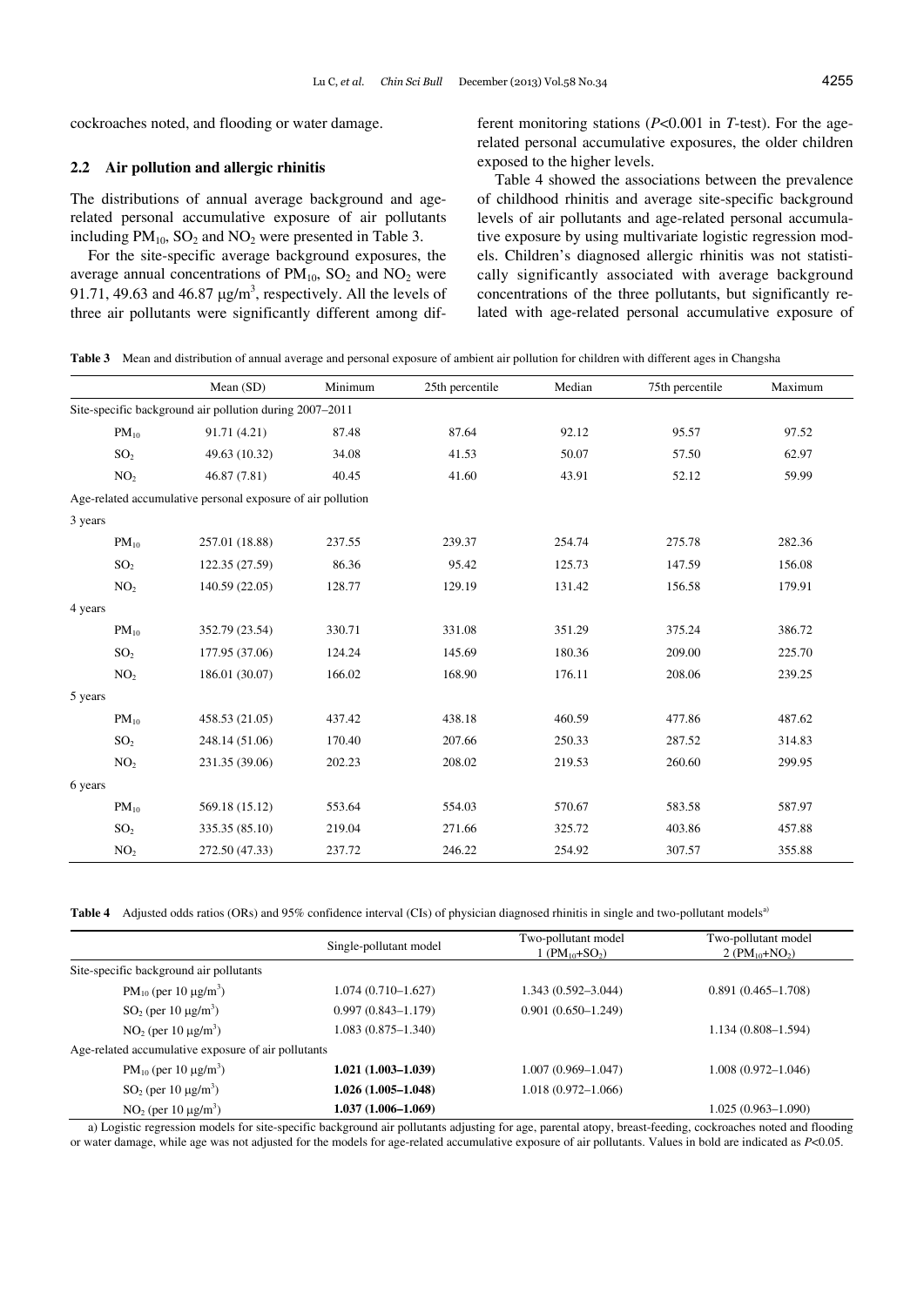cockroaches noted, and flooding or water damage.

### 2.2 Air pollution and allergic rhinitis

The distributions of annual average background and age-related personal accumulative exposure of air pollutants including $PM_{10}$, $SO_2$ and $NO_2$ were presented in Table 3.

For the site-specific average background exposures, the average annual concentrations of $PM_{10}$, $SO_2$ and $NO_2$ were 91.71, 49.63 and 46.87 μg/m$^3$, respectively. All the levels of three air pollutants were significantly different among different monitoring stations ($P<0.001$ in *T*-test). For the age-related personal accumulative exposures, the older children exposed to the higher levels.

Table 4 showed the associations between the prevalence of childhood rhinitis and average site-specific background levels of air pollutants and age-related personal accumulative exposure by using multivariate logistic regression models. Children's diagnosed allergic rhinitis was not statistically significantly associated with average background concentrations of the three pollutants, but significantly related with age-related personal accumulative exposure of

**Table 3** Mean and distribution of annual average and personal exposure of ambient air pollution for children with different ages in Changsha

| | Mean (SD) | Minimum | 25th percentile | Median | 75th percentile | Maximum |
|---|---|---|---|---|---|---|
| Site-specific background air pollution during 2007–2011 | | | | | | |
| $PM_{10}$ | 91.71 (4.21) | 87.48 | 87.64 | 92.12 | 95.57 | 97.52 |
| $SO_2$ | 49.63 (10.32) | 34.08 | 41.53 | 50.07 | 57.50 | 62.97 |
| $NO_2$ | 46.87 (7.81) | 40.45 | 41.60 | 43.91 | 52.12 | 59.99 |
| Age-related accumulative personal exposure of air pollution | | | | | | |
| 3 years | | | | | | |
| $PM_{10}$ | 257.01 (18.88) | 237.55 | 239.37 | 254.74 | 275.78 | 282.36 |
| $SO_2$ | 122.35 (27.59) | 86.36 | 95.42 | 125.73 | 147.59 | 156.08 |
| $NO_2$ | 140.59 (22.05) | 128.77 | 129.19 | 131.42 | 156.58 | 179.91 |
| 4 years | | | | | | |
| $PM_{10}$ | 352.79 (23.54) | 330.71 | 331.08 | 351.29 | 375.24 | 386.72 |
| $SO_2$ | 177.95 (37.06) | 124.24 | 145.69 | 180.36 | 209.00 | 225.70 |
| $NO_2$ | 186.01 (30.07) | 166.02 | 168.90 | 176.11 | 208.06 | 239.25 |
| 5 years | | | | | | |
| $PM_{10}$ | 458.53 (21.05) | 437.42 | 438.18 | 460.59 | 477.86 | 487.62 |
| $SO_2$ | 248.14 (51.06) | 170.40 | 207.66 | 250.33 | 287.52 | 314.83 |
| $NO_2$ | 231.35 (39.06) | 202.23 | 208.02 | 219.53 | 260.60 | 299.95 |
| 6 years | | | | | | |
| $PM_{10}$ | 569.18 (15.12) | 553.64 | 554.03 | 570.67 | 583.58 | 587.97 |
| $SO_2$ | 335.35 (85.10) | 219.04 | 271.66 | 325.72 | 403.86 | 457.88 |
| $NO_2$ | 272.50 (47.33) | 237.72 | 246.22 | 254.92 | 307.57 | 355.88 |

**Table 4** Adjusted odds ratios (ORs) and 95% confidence interval (CIs) of physician diagnosed rhinitis in single and two-pollutant models[a)]

| | Single-pollutant model | Two-pollutant model 1 ($PM_{10}$+$SO_2$) | Two-pollutant model 2 ($PM_{10}$+$NO_2$) |
|---|---|---|---|
| Site-specific background air pollutants | | | |
| $PM_{10}$ (per 10 μg/m$^3$) | 1.074 (0.710–1.627) | 1.343 (0.592–3.044) | 0.891 (0.465–1.708) |
| $SO_2$ (per 10 μg/m$^3$) | 0.997 (0.843–1.179) | 0.901 (0.650–1.249) | |
| $NO_2$ (per 10 μg/m$^3$) | 1.083 (0.875–1.340) | | 1.134 (0.808–1.594) |
| Age-related accumulative exposure of air pollutants | | | |
| $PM_{10}$ (per 10 μg/m$^3$) | **1.021 (1.003–1.039)** | 1.007 (0.969–1.047) | 1.008 (0.972–1.046) |
| $SO_2$ (per 10 μg/m$^3$) | **1.026 (1.005–1.048)** | 1.018 (0.972–1.066) | |
| $NO_2$ (per 10 μg/m$^3$) | **1.037 (1.006–1.069)** | | 1.025 (0.963–1.090) |

a) Logistic regression models for site-specific background air pollutants adjusting for age, parental atopy, breast-feeding, cockroaches noted and flooding or water damage, while age was not adjusted for the models for age-related accumulative exposure of air pollutants. Values in bold are indicated as $P<0.05$.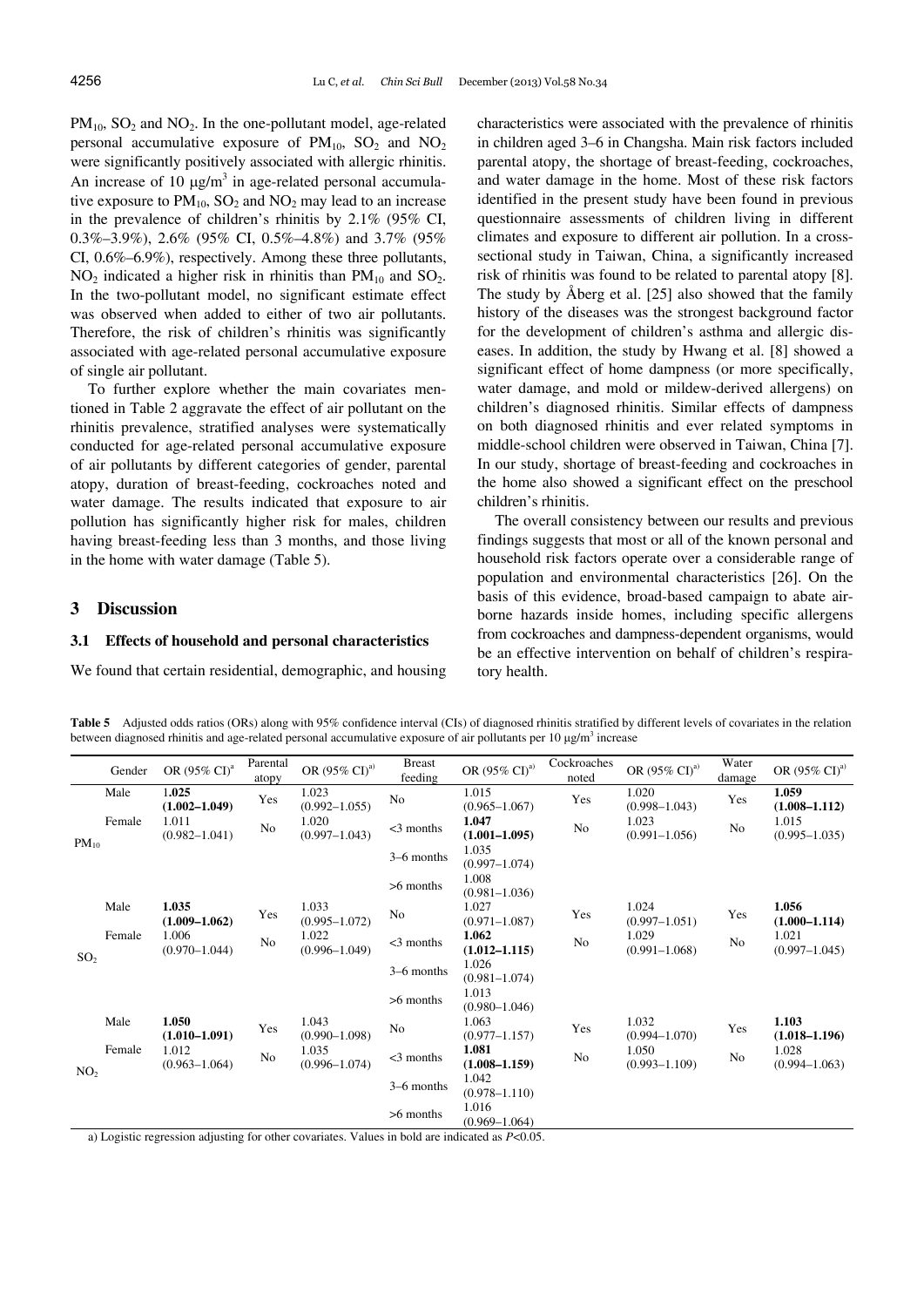$PM_{10}$, $SO_2$ and $NO_2$. In the one-pollutant model, age-related personal accumulative exposure of $PM_{10}$, $SO_2$ and $NO_2$ were significantly positively associated with allergic rhinitis. An increase of 10 μg/m$^3$ in age-related personal accumulative exposure to $PM_{10}$, $SO_2$ and $NO_2$ may lead to an increase in the prevalence of children's rhinitis by 2.1% (95% CI, 0.3%–3.9%), 2.6% (95% CI, 0.5%–4.8%) and 3.7% (95% CI, 0.6%–6.9%), respectively. Among these three pollutants, $NO_2$ indicated a higher risk in rhinitis than $PM_{10}$ and $SO_2$. In the two-pollutant model, no significant estimate effect was observed when added to either of two air pollutants. Therefore, the risk of children's rhinitis was significantly associated with age-related personal accumulative exposure of single air pollutant.

To further explore whether the main covariates mentioned in Table 2 aggravate the effect of air pollutant on the rhinitis prevalence, stratified analyses were systematically conducted for age-related personal accumulative exposure of air pollutants by different categories of gender, parental atopy, duration of breast-feeding, cockroaches noted and water damage. The results indicated that exposure to air pollution has significantly higher risk for males, children having breast-feeding less than 3 months, and those living in the home with water damage (Table 5).

## 3 Discussion

### 3.1 Effects of household and personal characteristics

We found that certain residential, demographic, and housing characteristics were associated with the prevalence of rhinitis in children aged 3–6 in Changsha. Main risk factors included parental atopy, the shortage of breast-feeding, cockroaches, and water damage in the home. Most of these risk factors identified in the present study have been found in previous questionnaire assessments of children living in different climates and exposure to different air pollution. In a cross-sectional study in Taiwan, China, a significantly increased risk of rhinitis was found to be related to parental atopy [8]. The study by Åberg et al. [25] also showed that the family history of the diseases was the strongest background factor for the development of children's asthma and allergic diseases. In addition, the study by Hwang et al. [8] showed a significant effect of home dampness (or more specifically, water damage, and mold or mildew-derived allergens) on children's diagnosed rhinitis. Similar effects of dampness on both diagnosed rhinitis and ever related symptoms in middle-school children were observed in Taiwan, China [7]. In our study, shortage of breast-feeding and cockroaches in the home also showed a significant effect on the preschool children's rhinitis.

The overall consistency between our results and previous findings suggests that most or all of the known personal and household risk factors operate over a considerable range of population and environmental characteristics [26]. On the basis of this evidence, broad-based campaign to abate airborne hazards inside homes, including specific allergens from cockroaches and dampness-dependent organisms, would be an effective intervention on behalf of children's respiratory health.

**Table 5** Adjusted odds ratios (ORs) along with 95% confidence interval (CIs) of diagnosed rhinitis stratified by different levels of covariates in the relation between diagnosed rhinitis and age-related personal accumulative exposure of air pollutants per 10 μg/m$^3$ increase

| | Gender | OR (95% CI)[a] | Parental atopy | OR (95% CI)[a] | Breast feeding | OR (95% CI)[a] | Cockroaches noted | OR (95% CI)[a] | Water damage | OR (95% CI)[a] |
|---|---|---|---|---|---|---|---|---|---|---|
| $PM_{10}$ | Male | **1.025 (1.002–1.049)** | Yes | 1.023 (0.992–1.055) | No | 1.015 (0.965–1.067) | Yes | 1.020 (0.998–1.043) | Yes | **1.059 (1.008–1.112)** |
| | Female | 1.011 (0.982–1.041) | No | 1.020 (0.997–1.043) | <3 months | **1.047 (1.001–1.095)** | No | 1.023 (0.991–1.056) | No | 1.015 (0.995–1.035) |
| | | | | | 3–6 months | 1.035 (0.997–1.074) | | | | |
| | | | | | >6 months | 1.008 (0.981–1.036) | | | | |
| $SO_2$ | Male | **1.035 (1.009–1.062)** | Yes | 1.033 (0.995–1.072) | No | 1.027 (0.971–1.087) | Yes | 1.024 (0.997–1.051) | Yes | **1.056 (1.000–1.114)** |
| | Female | 1.006 (0.970–1.044) | No | 1.022 (0.996–1.049) | <3 months | **1.062 (1.012–1.115)** | No | 1.029 (0.991–1.068) | No | 1.021 (0.997–1.045) |
| | | | | | 3–6 months | 1.026 (0.981–1.074) | | | | |
| | | | | | >6 months | 1.013 (0.980–1.046) | | | | |
| $NO_2$ | Male | **1.050 (1.010–1.091)** | Yes | 1.043 (0.990–1.098) | No | 1.063 (0.977–1.157) | Yes | 1.032 (0.994–1.070) | Yes | **1.103 (1.018–1.196)** |
| | Female | 1.012 (0.963–1.064) | No | 1.035 (0.996–1.074) | <3 months | **1.081 (1.008–1.159)** | No | 1.050 (0.993–1.109) | No | 1.028 (0.994–1.063) |
| | | | | | 3–6 months | 1.042 (0.978–1.110) | | | | |
| | | | | | >6 months | 1.016 (0.969–1.064) | | | | |

a) Logistic regression adjusting for other covariates. Values in bold are indicated as $P<0.05$.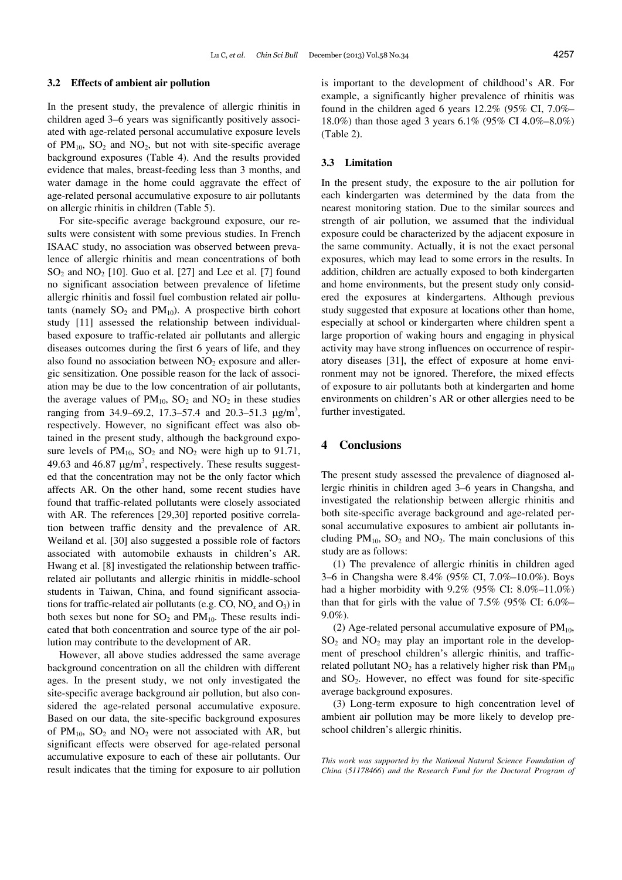### 3.2 Effects of ambient air pollution

In the present study, the prevalence of allergic rhinitis in children aged 3–6 years was significantly positively associated with age-related personal accumulative exposure levels of $PM_{10}$, $SO_2$ and $NO_2$, but not with site-specific average background exposures (Table 4). And the results provided evidence that males, breast-feeding less than 3 months, and water damage in the home could aggravate the effect of age-related personal accumulative exposure to air pollutants on allergic rhinitis in children (Table 5).

For site-specific average background exposure, our results were consistent with some previous studies. In French ISAAC study, no association was observed between prevalence of allergic rhinitis and mean concentrations of both $SO_2$ and $NO_2$ [10]. Guo et al. [27] and Lee et al. [7] found no significant association between prevalence of lifetime allergic rhinitis and fossil fuel combustion related air pollutants (namely $SO_2$ and $PM_{10}$). A prospective birth cohort study [11] assessed the relationship between individual-based exposure to traffic-related air pollutants and allergic diseases outcomes during the first 6 years of life, and they also found no association between $NO_2$ exposure and allergic sensitization. One possible reason for the lack of association may be due to the low concentration of air pollutants, the average values of $PM_{10}$, $SO_2$ and $NO_2$ in these studies ranging from 34.9–69.2, 17.3–57.4 and 20.3–51.3 $\mu g/m^3$, respectively. However, no significant effect was also obtained in the present study, although the background exposure levels of $PM_{10}$, $SO_2$ and $NO_2$ were high up to 91.71, 49.63 and 46.87 $\mu g/m^3$, respectively. These results suggested that the concentration may not be the only factor which affects AR. On the other hand, some recent studies have found that traffic-related pollutants were closely associated with AR. The references [29,30] reported positive correlation between traffic density and the prevalence of AR. Weiland et al. [30] also suggested a possible role of factors associated with automobile exhausts in children's AR. Hwang et al. [8] investigated the relationship between traffic-related air pollutants and allergic rhinitis in middle-school students in Taiwan, China, and found significant associations for traffic-related air pollutants (e.g. CO, $NO_x$ and $O_3$) in both sexes but none for $SO_2$ and $PM_{10}$. These results indicated that both concentration and source type of the air pollution may contribute to the development of AR.

However, all above studies addressed the same average background concentration on all the children with different ages. In the present study, we not only investigated the site-specific average background air pollution, but also considered the age-related personal accumulative exposure. Based on our data, the site-specific background exposures of $PM_{10}$, $SO_2$ and $NO_2$ were not associated with AR, but significant effects were observed for age-related personal accumulative exposure to each of these air pollutants. Our result indicates that the timing for exposure to air pollution is important to the development of childhood's AR. For example, a significantly higher prevalence of rhinitis was found in the children aged 6 years 12.2% (95% CI, 7.0%–18.0%) than those aged 3 years 6.1% (95% CI 4.0%–8.0%) (Table 2).

### 3.3 Limitation

In the present study, the exposure to the air pollution for each kindergarten was determined by the data from the nearest monitoring station. Due to the similar sources and strength of air pollution, we assumed that the individual exposure could be characterized by the adjacent exposure in the same community. Actually, it is not the exact personal exposures, which may lead to some errors in the results. In addition, children are actually exposed to both kindergarten and home environments, but the present study only considered the exposures at kindergartens. Although previous study suggested that exposure at locations other than home, especially at school or kindergarten where children spent a large proportion of waking hours and engaging in physical activity may have strong influences on occurrence of respiratory diseases [31], the effect of exposure at home environment may not be ignored. Therefore, the mixed effects of exposure to air pollutants both at kindergarten and home environments on children's AR or other allergies need to be further investigated.

## 4 Conclusions

The present study assessed the prevalence of diagnosed allergic rhinitis in children aged 3–6 years in Changsha, and investigated the relationship between allergic rhinitis and both site-specific average background and age-related personal accumulative exposures to ambient air pollutants including $PM_{10}$, $SO_2$ and $NO_2$. The main conclusions of this study are as follows:

(1) The prevalence of allergic rhinitis in children aged 3–6 in Changsha were 8.4% (95% CI, 7.0%–10.0%). Boys had a higher morbidity with 9.2% (95% CI: 8.0%–11.0%) than that for girls with the value of 7.5% (95% CI: 6.0%–9.0%).

(2) Age-related personal accumulative exposure of $PM_{10}$, $SO_2$ and $NO_2$ may play an important role in the development of preschool children's allergic rhinitis, and traffic-related pollutant $NO_2$ has a relatively higher risk than $PM_{10}$ and $SO_2$. However, no effect was found for site-specific average background exposures.

(3) Long-term exposure to high concentration level of ambient air pollution may be more likely to develop preschool children's allergic rhinitis.

*This work was supported by the National Natural Science Foundation of China (51178466) and the Research Fund for the Doctoral Program of*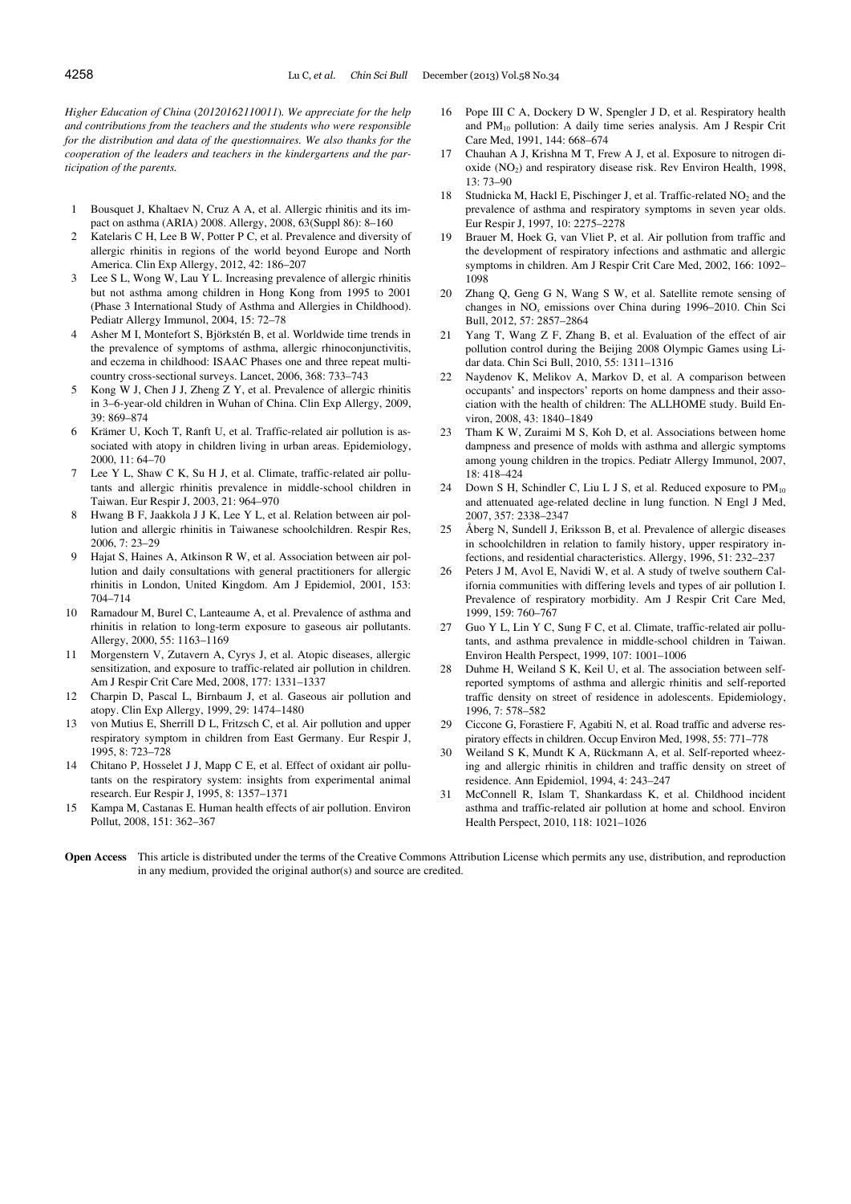*Higher Education of China (20120162110011). We appreciate for the help and contributions from the teachers and the students who were responsible for the distribution and data of the questionnaires. We also thanks for the cooperation of the leaders and teachers in the kindergartens and the participation of the parents.*

1. Bousquet J, Khaltaev N, Cruz A A, et al. Allergic rhinitis and its impact on asthma (ARIA) 2008. Allergy, 2008, 63(Suppl 86): 8–160
2. Katelaris C H, Lee B W, Potter P C, et al. Prevalence and diversity of allergic rhinitis in regions of the world beyond Europe and North America. Clin Exp Allergy, 2012, 42: 186–207
3. Lee S L, Wong W, Lau Y L. Increasing prevalence of allergic rhinitis but not asthma among children in Hong Kong from 1995 to 2001 (Phase 3 International Study of Asthma and Allergies in Childhood). Pediatr Allergy Immunol, 2004, 15: 72–78
4. Asher M I, Montefort S, Björkstén B, et al. Worldwide time trends in the prevalence of symptoms of asthma, allergic rhinoconjunctivitis, and eczema in childhood: ISAAC Phases one and three repeat multicountry cross-sectional surveys. Lancet, 2006, 368: 733–743
5. Kong W J, Chen J J, Zheng Z Y, et al. Prevalence of allergic rhinitis in 3–6-year-old children in Wuhan of China. Clin Exp Allergy, 2009, 39: 869–874
6. Krämer U, Koch T, Ranft U, et al. Traffic-related air pollution is associated with atopy in children living in urban areas. Epidemiology, 2000, 11: 64–70
7. Lee Y L, Shaw C K, Su H J, et al. Climate, traffic-related air pollutants and allergic rhinitis prevalence in middle-school children in Taiwan. Eur Respir J, 2003, 21: 964–970
8. Hwang B F, Jaakkola J J K, Lee Y L, et al. Relation between air pollution and allergic rhinitis in Taiwanese schoolchildren. Respir Res, 2006, 7: 23–29
9. Hajat S, Haines A, Atkinson R W, et al. Association between air pollution and daily consultations with general practitioners for allergic rhinitis in London, United Kingdom. Am J Epidemiol, 2001, 153: 704–714
10. Ramadour M, Burel C, Lanteaume A, et al. Prevalence of asthma and rhinitis in relation to long-term exposure to gaseous air pollutants. Allergy, 2000, 55: 1163–1169
11. Morgenstern V, Zutavern A, Cyrys J, et al. Atopic diseases, allergic sensitization, and exposure to traffic-related air pollution in children. Am J Respir Crit Care Med, 2008, 177: 1331–1337
12. Charpin D, Pascal L, Birnbaum J, et al. Gaseous air pollution and atopy. Clin Exp Allergy, 1999, 29: 1474–1480
13. von Mutius E, Sherrill D L, Fritzsch C, et al. Air pollution and upper respiratory symptom in children from East Germany. Eur Respir J, 1995, 8: 723–728
14. Chitano P, Hosselet J J, Mapp C E, et al. Effect of oxidant air pollutants on the respiratory system: insights from experimental animal research. Eur Respir J, 1995, 8: 1357–1371
15. Kampa M, Castanas E. Human health effects of air pollution. Environ Pollut, 2008, 151: 362–367
16. Pope III C A, Dockery D W, Spengler J D, et al. Respiratory health and $PM_{10}$ pollution: A daily time series analysis. Am J Respir Crit Care Med, 1991, 144: 668–674
17. Chauhan A J, Krishna M T, Frew A J, et al. Exposure to nitrogen dioxide ($NO_2$) and respiratory disease risk. Rev Environ Health, 1998, 13: 73–90
18. Studnicka M, Hackl E, Pischinger J, et al. Traffic-related $NO_2$ and the prevalence of asthma and respiratory symptoms in seven year olds. Eur Respir J, 1997, 10: 2275–2278
19. Brauer M, Hoek G, van Vliet P, et al. Air pollution from traffic and the development of respiratory infections and asthmatic and allergic symptoms in children. Am J Respir Crit Care Med, 2002, 166: 1092–1098
20. Zhang Q, Geng G N, Wang S W, et al. Satellite remote sensing of changes in $NO_x$ emissions over China during 1996–2010. Chin Sci Bull, 2012, 57: 2857–2864
21. Yang T, Wang Z F, Zhang B, et al. Evaluation of the effect of air pollution control during the Beijing 2008 Olympic Games using Lidar data. Chin Sci Bull, 2010, 55: 1311–1316
22. Naydenov K, Melikov A, Markov D, et al. A comparison between occupants' and inspectors' reports on home dampness and their association with the health of children: The ALLHOME study. Build Environ, 2008, 43: 1840–1849
23. Tham K W, Zuraimi M S, Koh D, et al. Associations between home dampness and presence of molds with asthma and allergic symptoms among young children in the tropics. Pediatr Allergy Immunol, 2007, 18: 418–424
24. Down S H, Schindler C, Liu L J S, et al. Reduced exposure to $PM_{10}$ and attenuated age-related decline in lung function. N Engl J Med, 2007, 357: 2338–2347
25. Åberg N, Sundell J, Eriksson B, et al. Prevalence of allergic diseases in schoolchildren in relation to family history, upper respiratory infections, and residential characteristics. Allergy, 1996, 51: 232–237
26. Peters J M, Avol E, Navidi W, et al. A study of twelve southern California communities with differing levels and types of air pollution I. Prevalence of respiratory morbidity. Am J Respir Crit Care Med, 1999, 159: 760–767
27. Guo Y L, Lin Y C, Sung F C, et al. Climate, traffic-related air pollutants, and asthma prevalence in middle-school children in Taiwan. Environ Health Perspect, 1999, 107: 1001–1006
28. Duhme H, Weiland S K, Keil U, et al. The association between self-reported symptoms of asthma and allergic rhinitis and self-reported traffic density on street of residence in adolescents. Epidemiology, 1996, 7: 578–582
29. Ciccone G, Forastiere F, Agabiti N, et al. Road traffic and adverse respiratory effects in children. Occup Environ Med, 1998, 55: 771–778
30. Weiland S K, Mundt K A, Rückmann A, et al. Self-reported wheezing and allergic rhinitis in children and traffic density on street of residence. Ann Epidemiol, 1994, 4: 243–247
31. McConnell R, Islam T, Shankardass K, et al. Childhood incident asthma and traffic-related air pollution at home and school. Environ Health Perspect, 2010, 118: 1021–1026

**Open Access** This article is distributed under the terms of the Creative Commons Attribution License which permits any use, distribution, and reproduction in any medium, provided the original author(s) and source are credited.